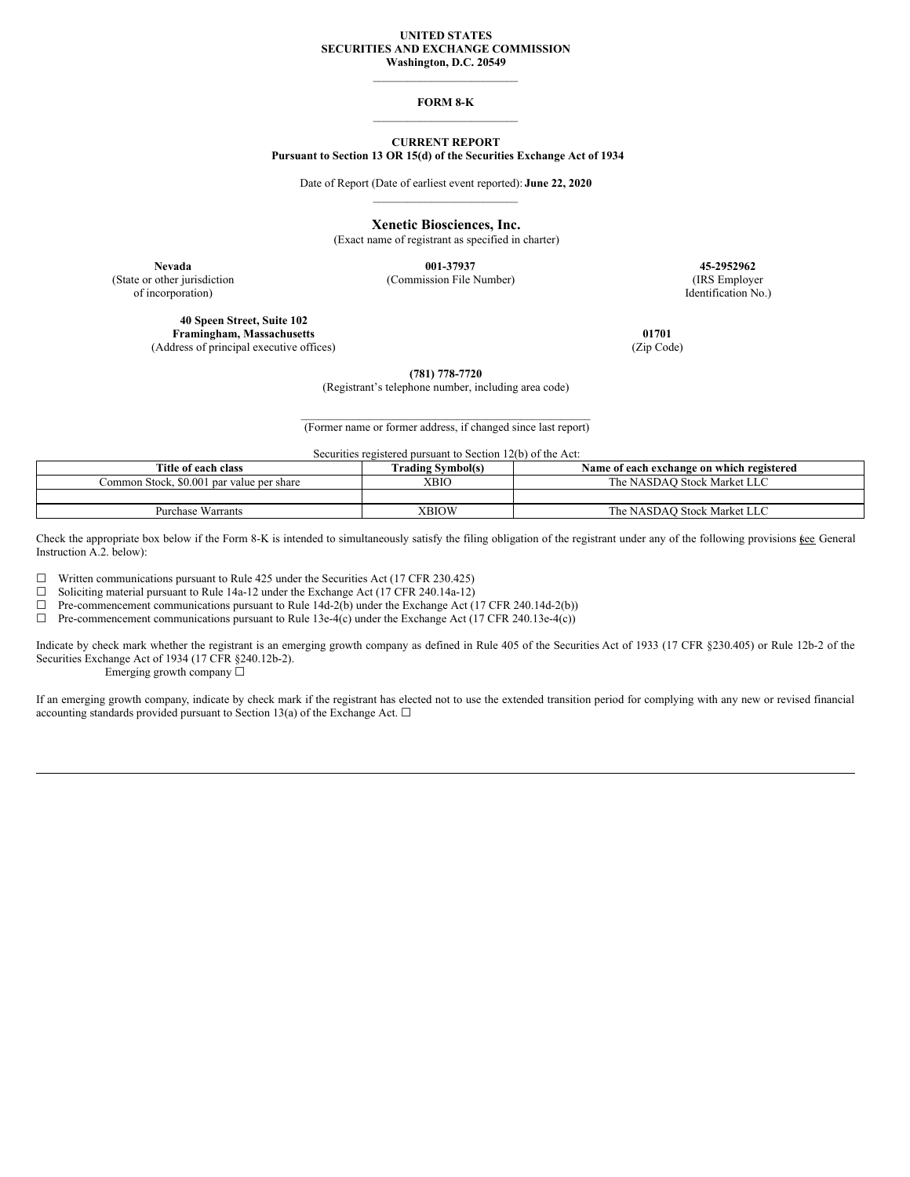**UNITED STATES**
**SECURITIES AND EXCHANGE COMMISSION**
**Washington, D.C. 20549**

---

# FORM 8-K

---

**CURRENT REPORT**
**Pursuant to Section 13 OR 15(d) of the Securities Exchange Act of 1934**

Date of Report (Date of earliest event reported): **June 22, 2020**

---

## Xenetic Biosciences, Inc.

(Exact name of registrant as specified in charter)

| **Nevada** | **001-37937** | **45-2952962** |
|---|---|---|
| (State or other jurisdiction of incorporation) | (Commission File Number) | (IRS Employer Identification No.) |

| **40 Speen Street, Suite 102** **Framingham, Massachusetts** | **01701** |
|---|---|
| (Address of principal executive offices) | (Zip Code) |

**(781) 778-7720**
(Registrant's telephone number, including area code)

\_\_\_\_\_\_\_\_\_\_\_\_\_\_\_\_\_\_\_\_\_\_\_\_\_\_\_\_\_\_\_\_\_\_\_\_\_\_\_\_\_\_\_\_\_\_\_\_
(Former name or former address, if changed since last report)

Securities registered pursuant to Section 12(b) of the Act:

| Title of each class | Trading Symbol(s) | Name of each exchange on which registered |
|---|---|---|
| Common Stock, $0.001 par value per share | XBIO | The NASDAQ Stock Market LLC |
| | | |
| Purchase Warrants | XBIOW | The NASDAQ Stock Market LLC |

Check the appropriate box below if the Form 8-K is intended to simultaneously satisfy the filing obligation of the registrant under any of the following provisions (see General Instruction A.2. below):

☐ Written communications pursuant to Rule 425 under the Securities Act (17 CFR 230.425)
☐ Soliciting material pursuant to Rule 14a-12 under the Exchange Act (17 CFR 240.14a-12)
☐ Pre-commencement communications pursuant to Rule 14d-2(b) under the Exchange Act (17 CFR 240.14d-2(b))
☐ Pre-commencement communications pursuant to Rule 13e-4(c) under the Exchange Act (17 CFR 240.13e-4(c))

Indicate by check mark whether the registrant is an emerging growth company as defined in Rule 405 of the Securities Act of 1933 (17 CFR §230.405) or Rule 12b-2 of the Securities Exchange Act of 1934 (17 CFR §240.12b-2).
Emerging growth company ☐

If an emerging growth company, indicate by check mark if the registrant has elected not to use the extended transition period for complying with any new or revised financial accounting standards provided pursuant to Section 13(a) of the Exchange Act. ☐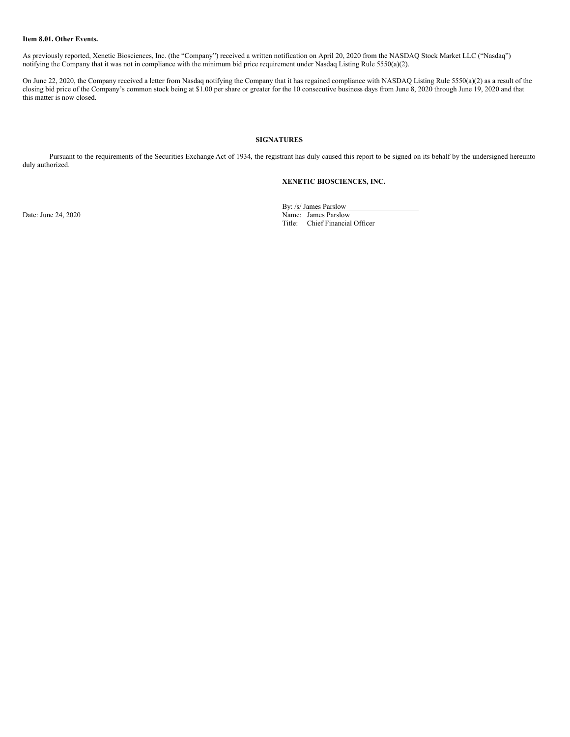**Item 8.01. Other Events.**

As previously reported, Xenetic Biosciences, Inc. (the "Company") received a written notification on April 20, 2020 from the NASDAQ Stock Market LLC ("Nasdaq") notifying the Company that it was not in compliance with the minimum bid price requirement under Nasdaq Listing Rule 5550(a)(2).

On June 22, 2020, the Company received a letter from Nasdaq notifying the Company that it has regained compliance with NASDAQ Listing Rule 5550(a)(2) as a result of the closing bid price of the Company's common stock being at $1.00 per share or greater for the 10 consecutive business days from June 8, 2020 through June 19, 2020 and that this matter is now closed.

**SIGNATURES**

Pursuant to the requirements of the Securities Exchange Act of 1934, the registrant has duly caused this report to be signed on its behalf by the undersigned hereunto duly authorized.

**XENETIC BIOSCIENCES, INC.**

Date: June 24, 2020

By: /s/ James Parslow
Name: James Parslow
Title: Chief Financial Officer